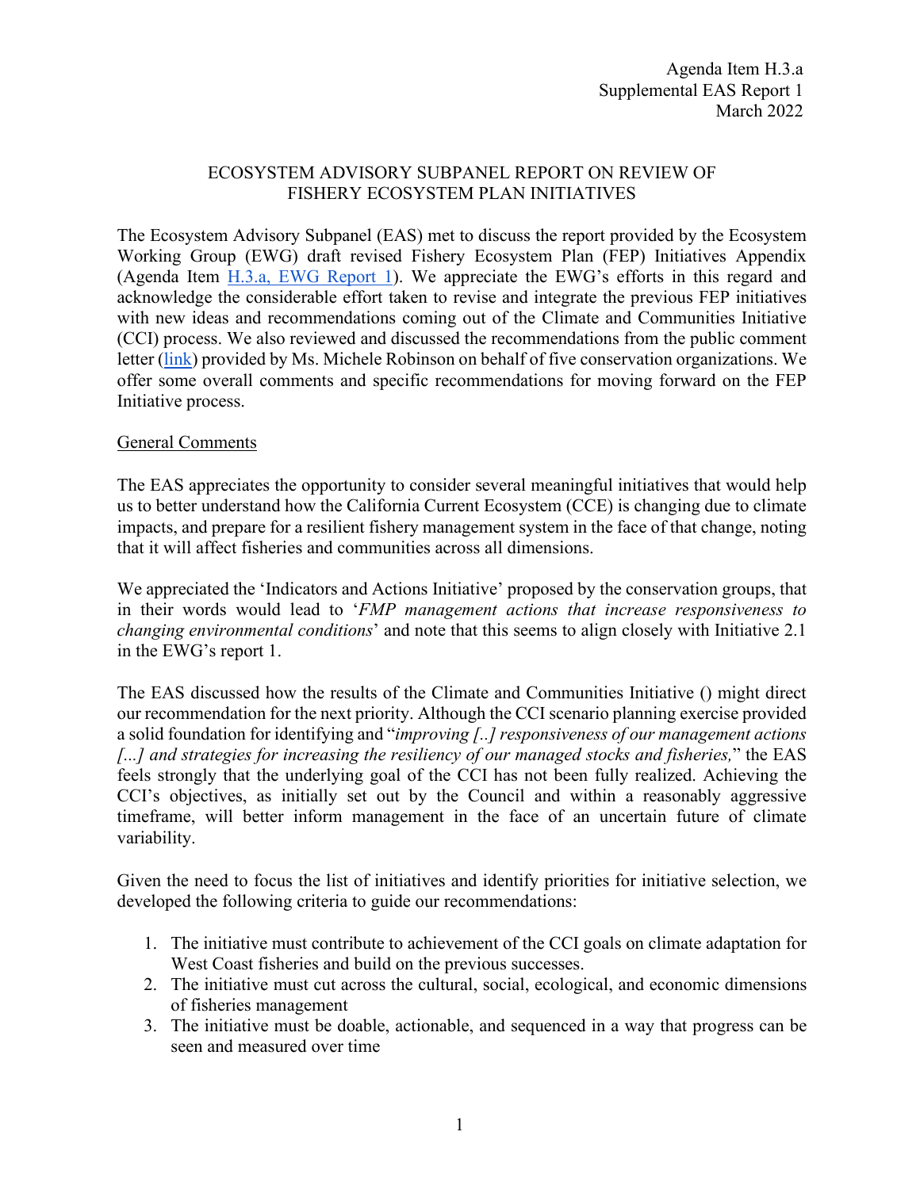Agenda Item H.3.a
Supplemental EAS Report 1
March 2022

# ECOSYSTEM ADVISORY SUBPANEL REPORT ON REVIEW OF FISHERY ECOSYSTEM PLAN INITIATIVES

The Ecosystem Advisory Subpanel (EAS) met to discuss the report provided by the Ecosystem Working Group (EWG) draft revised Fishery Ecosystem Plan (FEP) Initiatives Appendix (Agenda Item H.3.a, EWG Report 1). We appreciate the EWG's efforts in this regard and acknowledge the considerable effort taken to revise and integrate the previous FEP initiatives with new ideas and recommendations coming out of the Climate and Communities Initiative (CCI) process. We also reviewed and discussed the recommendations from the public comment letter (link) provided by Ms. Michele Robinson on behalf of five conservation organizations. We offer some overall comments and specific recommendations for moving forward on the FEP Initiative process.

## General Comments

The EAS appreciates the opportunity to consider several meaningful initiatives that would help us to better understand how the California Current Ecosystem (CCE) is changing due to climate impacts, and prepare for a resilient fishery management system in the face of that change, noting that it will affect fisheries and communities across all dimensions.

We appreciated the 'Indicators and Actions Initiative' proposed by the conservation groups, that in their words would lead to '*FMP management actions that increase responsiveness to changing environmental conditions*' and note that this seems to align closely with Initiative 2.1 in the EWG's report 1.

The EAS discussed how the results of the Climate and Communities Initiative () might direct our recommendation for the next priority. Although the CCI scenario planning exercise provided a solid foundation for identifying and "*improving [..] responsiveness of our management actions [...] and strategies for increasing the resiliency of our managed stocks and fisheries,*" the EAS feels strongly that the underlying goal of the CCI has not been fully realized. Achieving the CCI's objectives, as initially set out by the Council and within a reasonably aggressive timeframe, will better inform management in the face of an uncertain future of climate variability.

Given the need to focus the list of initiatives and identify priorities for initiative selection, we developed the following criteria to guide our recommendations:

1. The initiative must contribute to achievement of the CCI goals on climate adaptation for West Coast fisheries and build on the previous successes.
2. The initiative must cut across the cultural, social, ecological, and economic dimensions of fisheries management
3. The initiative must be doable, actionable, and sequenced in a way that progress can be seen and measured over time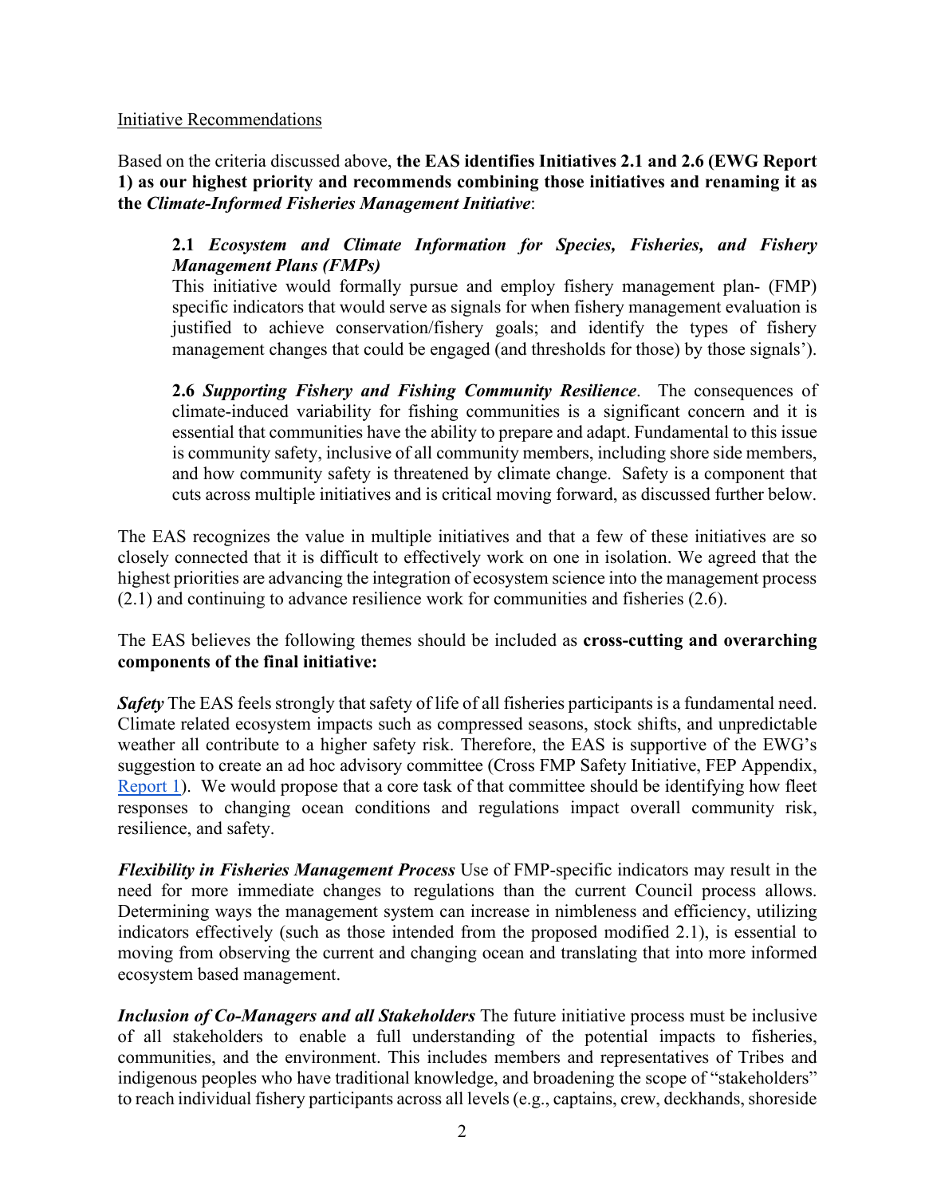Initiative Recommendations

Based on the criteria discussed above, **the EAS identifies Initiatives 2.1 and 2.6 (EWG Report 1) as our highest priority and recommends combining those initiatives and renaming it as the** ***Climate-Informed Fisheries Management Initiative***:

> **2.1** ***Ecosystem and Climate Information for Species, Fisheries, and Fishery Management Plans (FMPs)***
> This initiative would formally pursue and employ fishery management plan- (FMP) specific indicators that would serve as signals for when fishery management evaluation is justified to achieve conservation/fishery goals; and identify the types of fishery management changes that could be engaged (and thresholds for those) by those signals').
>
> **2.6** ***Supporting Fishery and Fishing Community Resilience***. The consequences of climate-induced variability for fishing communities is a significant concern and it is essential that communities have the ability to prepare and adapt. Fundamental to this issue is community safety, inclusive of all community members, including shore side members, and how community safety is threatened by climate change. Safety is a component that cuts across multiple initiatives and is critical moving forward, as discussed further below.

The EAS recognizes the value in multiple initiatives and that a few of these initiatives are so closely connected that it is difficult to effectively work on one in isolation. We agreed that the highest priorities are advancing the integration of ecosystem science into the management process (2.1) and continuing to advance resilience work for communities and fisheries (2.6).

The EAS believes the following themes should be included as **cross-cutting and overarching components of the final initiative:**

***Safety*** The EAS feels strongly that safety of life of all fisheries participants is a fundamental need. Climate related ecosystem impacts such as compressed seasons, stock shifts, and unpredictable weather all contribute to a higher safety risk. Therefore, the EAS is supportive of the EWG's suggestion to create an ad hoc advisory committee (Cross FMP Safety Initiative, FEP Appendix, Report 1). We would propose that a core task of that committee should be identifying how fleet responses to changing ocean conditions and regulations impact overall community risk, resilience, and safety.

***Flexibility in Fisheries Management Process*** Use of FMP-specific indicators may result in the need for more immediate changes to regulations than the current Council process allows. Determining ways the management system can increase in nimbleness and efficiency, utilizing indicators effectively (such as those intended from the proposed modified 2.1), is essential to moving from observing the current and changing ocean and translating that into more informed ecosystem based management.

***Inclusion of Co-Managers and all Stakeholders*** The future initiative process must be inclusive of all stakeholders to enable a full understanding of the potential impacts to fisheries, communities, and the environment. This includes members and representatives of Tribes and indigenous peoples who have traditional knowledge, and broadening the scope of "stakeholders" to reach individual fishery participants across all levels (e.g., captains, crew, deckhands, shoreside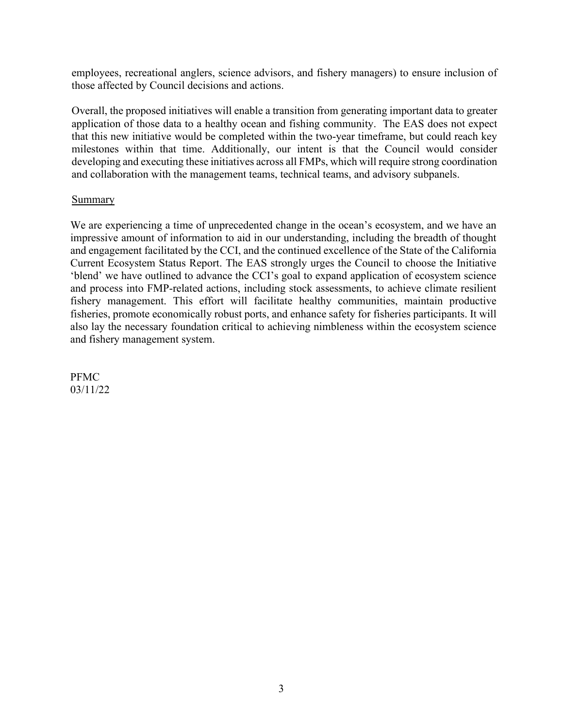employees, recreational anglers, science advisors, and fishery managers) to ensure inclusion of those affected by Council decisions and actions.

Overall, the proposed initiatives will enable a transition from generating important data to greater application of those data to a healthy ocean and fishing community. The EAS does not expect that this new initiative would be completed within the two-year timeframe, but could reach key milestones within that time. Additionally, our intent is that the Council would consider developing and executing these initiatives across all FMPs, which will require strong coordination and collaboration with the management teams, technical teams, and advisory subpanels.

Summary

We are experiencing a time of unprecedented change in the ocean's ecosystem, and we have an impressive amount of information to aid in our understanding, including the breadth of thought and engagement facilitated by the CCI, and the continued excellence of the State of the California Current Ecosystem Status Report. The EAS strongly urges the Council to choose the Initiative 'blend' we have outlined to advance the CCI's goal to expand application of ecosystem science and process into FMP-related actions, including stock assessments, to achieve climate resilient fishery management. This effort will facilitate healthy communities, maintain productive fisheries, promote economically robust ports, and enhance safety for fisheries participants. It will also lay the necessary foundation critical to achieving nimbleness within the ecosystem science and fishery management system.

PFMC
03/11/22